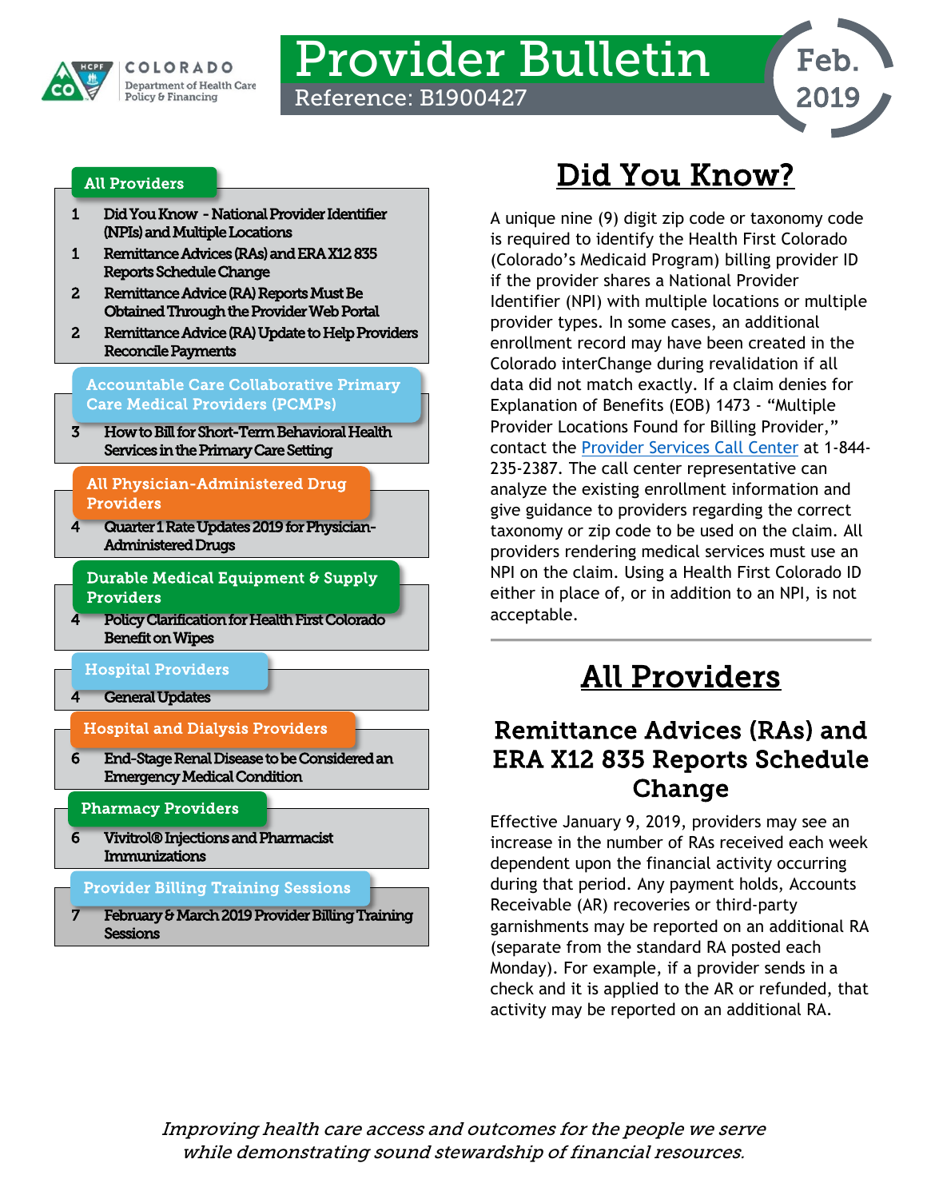COLORADO
Department of Health Care Policy & Financing

# Provider Bulletin

Reference: B1900427

Feb. 2019

**All Providers**

1 Did You Know - National Provider Identifier (NPIs) and Multiple Locations
1 Remittance Advices (RAs) and ERA X12 835 Reports Schedule Change
2 Remittance Advice (RA) Reports Must Be Obtained Through the Provider Web Portal
2 Remittance Advice (RA) Update to Help Providers Reconcile Payments

**Accountable Care Collaborative Primary Care Medical Providers (PCMPs)**

3 How to Bill for Short-Term Behavioral Health Services in the Primary Care Setting

**All Physician-Administered Drug Providers**

4 Quarter 1 Rate Updates 2019 for Physician-Administered Drugs

**Durable Medical Equipment & Supply Providers**

4 Policy Clarification for Health First Colorado Benefit on Wipes

**Hospital Providers**

4 General Updates

**Hospital and Dialysis Providers**

6 End-Stage Renal Disease to be Considered an Emergency Medical Condition

**Pharmacy Providers**

6 Vivitrol® Injections and Pharmacist Immunizations

**Provider Billing Training Sessions**

7 February & March 2019 Provider Billing Training Sessions

## Did You Know?

A unique nine (9) digit zip code or taxonomy code is required to identify the Health First Colorado (Colorado's Medicaid Program) billing provider ID if the provider shares a National Provider Identifier (NPI) with multiple locations or multiple provider types. In some cases, an additional enrollment record may have been created in the Colorado interChange during revalidation if all data did not match exactly. If a claim denies for Explanation of Benefits (EOB) 1473 - "Multiple Provider Locations Found for Billing Provider," contact the Provider Services Call Center at 1-844-235-2387. The call center representative can analyze the existing enrollment information and give guidance to providers regarding the correct taxonomy or zip code to be used on the claim. All providers rendering medical services must use an NPI on the claim. Using a Health First Colorado ID either in place of, or in addition to an NPI, is not acceptable.

## All Providers

### Remittance Advices (RAs) and ERA X12 835 Reports Schedule Change

Effective January 9, 2019, providers may see an increase in the number of RAs received each week dependent upon the financial activity occurring during that period. Any payment holds, Accounts Receivable (AR) recoveries or third-party garnishments may be reported on an additional RA (separate from the standard RA posted each Monday). For example, if a provider sends in a check and it is applied to the AR or refunded, that activity may be reported on an additional RA.

*Improving health care access and outcomes for the people we serve while demonstrating sound stewardship of financial resources.*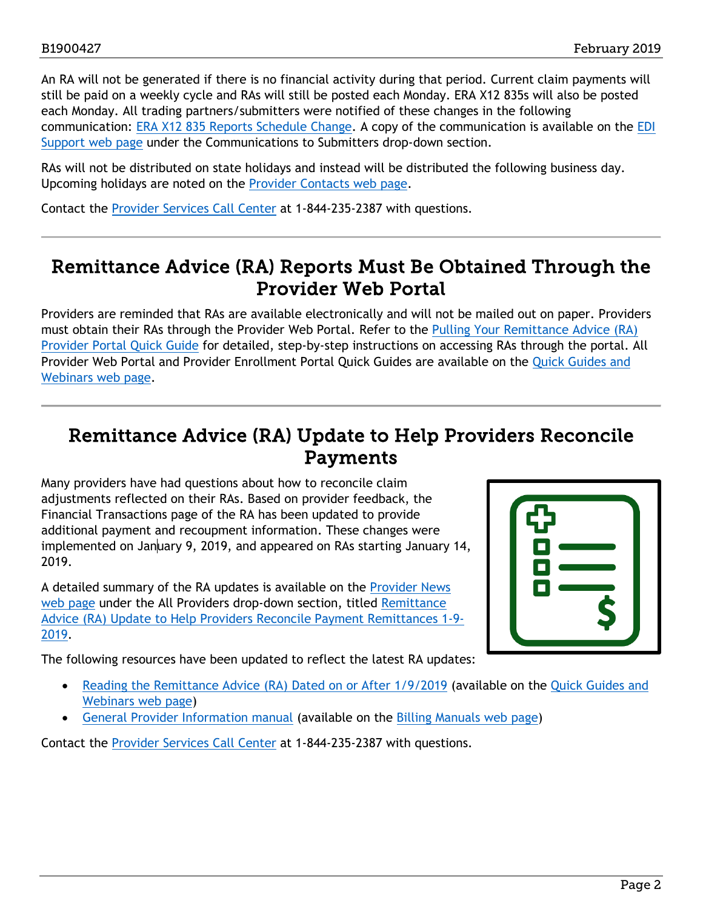An RA will not be generated if there is no financial activity during that period. Current claim payments will still be paid on a weekly cycle and RAs will still be posted each Monday. ERA X12 835s will also be posted each Monday. All trading partners/submitters were notified of these changes in the following communication: ERA X12 835 Reports Schedule Change. A copy of the communication is available on the EDI Support web page under the Communications to Submitters drop-down section.

RAs will not be distributed on state holidays and instead will be distributed the following business day. Upcoming holidays are noted on the Provider Contacts web page.

Contact the Provider Services Call Center at 1-844-235-2387 with questions.

## Remittance Advice (RA) Reports Must Be Obtained Through the Provider Web Portal

Providers are reminded that RAs are available electronically and will not be mailed out on paper. Providers must obtain their RAs through the Provider Web Portal. Refer to the Pulling Your Remittance Advice (RA) Provider Portal Quick Guide for detailed, step-by-step instructions on accessing RAs through the portal. All Provider Web Portal and Provider Enrollment Portal Quick Guides are available on the Quick Guides and Webinars web page.

## Remittance Advice (RA) Update to Help Providers Reconcile Payments

Many providers have had questions about how to reconcile claim adjustments reflected on their RAs. Based on provider feedback, the Financial Transactions page of the RA has been updated to provide additional payment and recoupment information. These changes were implemented on January 9, 2019, and appeared on RAs starting January 14, 2019.

A detailed summary of the RA updates is available on the Provider News web page under the All Providers drop-down section, titled Remittance Advice (RA) Update to Help Providers Reconcile Payment Remittances 1-9-2019.

The following resources have been updated to reflect the latest RA updates:

- Reading the Remittance Advice (RA) Dated on or After 1/9/2019 (available on the Quick Guides and Webinars web page)
- General Provider Information manual (available on the Billing Manuals web page)

Contact the Provider Services Call Center at 1-844-235-2387 with questions.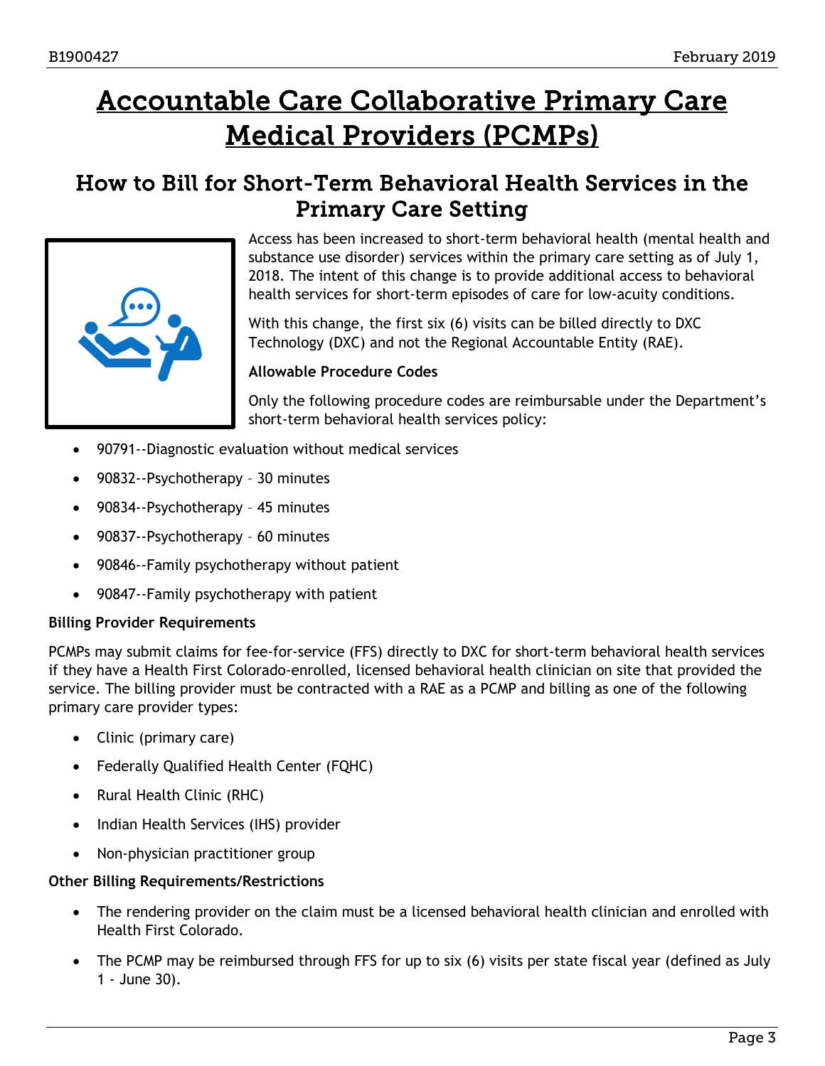# Accountable Care Collaborative Primary Care Medical Providers (PCMPs)

## How to Bill for Short-Term Behavioral Health Services in the Primary Care Setting

Access has been increased to short-term behavioral health (mental health and substance use disorder) services within the primary care setting as of July 1, 2018. The intent of this change is to provide additional access to behavioral health services for short-term episodes of care for low-acuity conditions.

With this change, the first six (6) visits can be billed directly to DXC Technology (DXC) and not the Regional Accountable Entity (RAE).

**Allowable Procedure Codes**

Only the following procedure codes are reimbursable under the Department's short-term behavioral health services policy:

- 90791--Diagnostic evaluation without medical services
- 90832--Psychotherapy – 30 minutes
- 90834--Psychotherapy – 45 minutes
- 90837--Psychotherapy – 60 minutes
- 90846--Family psychotherapy without patient
- 90847--Family psychotherapy with patient

**Billing Provider Requirements**

PCMPs may submit claims for fee-for-service (FFS) directly to DXC for short-term behavioral health services if they have a Health First Colorado-enrolled, licensed behavioral health clinician on site that provided the service. The billing provider must be contracted with a RAE as a PCMP and billing as one of the following primary care provider types:

- Clinic (primary care)
- Federally Qualified Health Center (FQHC)
- Rural Health Clinic (RHC)
- Indian Health Services (IHS) provider
- Non-physician practitioner group

**Other Billing Requirements/Restrictions**

- The rendering provider on the claim must be a licensed behavioral health clinician and enrolled with Health First Colorado.
- The PCMP may be reimbursed through FFS for up to six (6) visits per state fiscal year (defined as July 1 - June 30).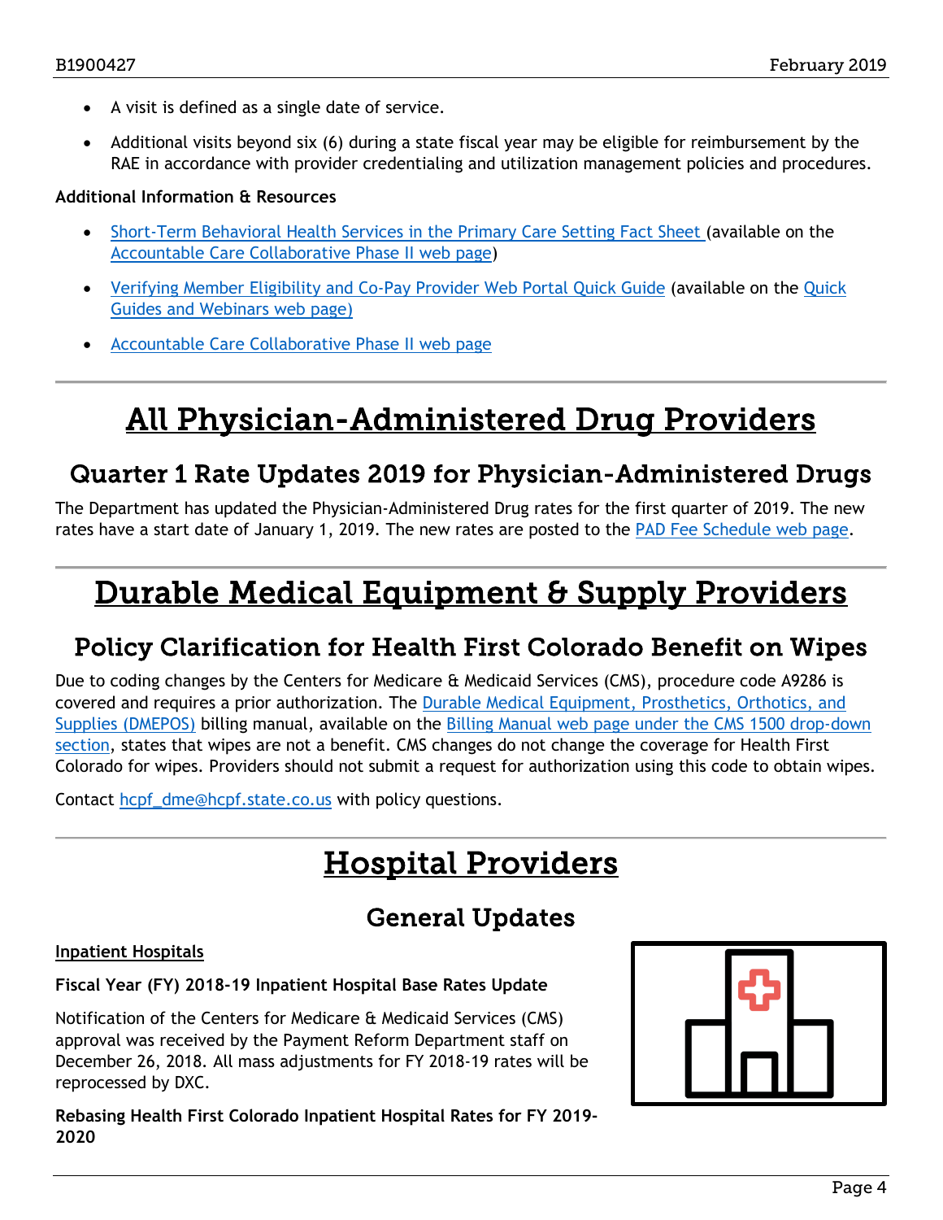- A visit is defined as a single date of service.
- Additional visits beyond six (6) during a state fiscal year may be eligible for reimbursement by the RAE in accordance with provider credentialing and utilization management policies and procedures.

**Additional Information & Resources**

- Short-Term Behavioral Health Services in the Primary Care Setting Fact Sheet (available on the Accountable Care Collaborative Phase II web page)
- Verifying Member Eligibility and Co-Pay Provider Web Portal Quick Guide (available on the Quick Guides and Webinars web page)
- Accountable Care Collaborative Phase II web page

# All Physician-Administered Drug Providers

## Quarter 1 Rate Updates 2019 for Physician-Administered Drugs

The Department has updated the Physician-Administered Drug rates for the first quarter of 2019. The new rates have a start date of January 1, 2019. The new rates are posted to the PAD Fee Schedule web page.

# Durable Medical Equipment & Supply Providers

## Policy Clarification for Health First Colorado Benefit on Wipes

Due to coding changes by the Centers for Medicare & Medicaid Services (CMS), procedure code A9286 is covered and requires a prior authorization. The Durable Medical Equipment, Prosthetics, Orthotics, and Supplies (DMEPOS) billing manual, available on the Billing Manual web page under the CMS 1500 drop-down section, states that wipes are not a benefit. CMS changes do not change the coverage for Health First Colorado for wipes. Providers should not submit a request for authorization using this code to obtain wipes.

Contact hcpf_dme@hcpf.state.co.us with policy questions.

# Hospital Providers

## General Updates

**Inpatient Hospitals**

**Fiscal Year (FY) 2018-19 Inpatient Hospital Base Rates Update**

Notification of the Centers for Medicare & Medicaid Services (CMS) approval was received by the Payment Reform Department staff on December 26, 2018. All mass adjustments for FY 2018-19 rates will be reprocessed by DXC.

**Rebasing Health First Colorado Inpatient Hospital Rates for FY 2019-2020**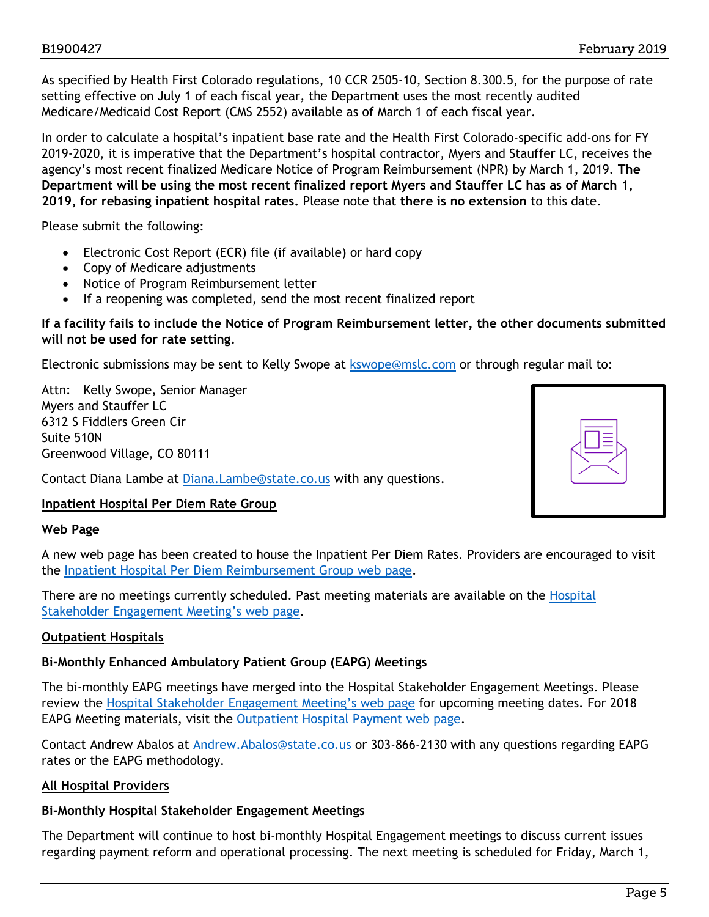As specified by Health First Colorado regulations, 10 CCR 2505-10, Section 8.300.5, for the purpose of rate setting effective on July 1 of each fiscal year, the Department uses the most recently audited Medicare/Medicaid Cost Report (CMS 2552) available as of March 1 of each fiscal year.

In order to calculate a hospital's inpatient base rate and the Health First Colorado-specific add-ons for FY 2019-2020, it is imperative that the Department's hospital contractor, Myers and Stauffer LC, receives the agency's most recent finalized Medicare Notice of Program Reimbursement (NPR) by March 1, 2019. **The Department will be using the most recent finalized report Myers and Stauffer LC has as of March 1, 2019, for rebasing inpatient hospital rates.** Please note that **there is no extension** to this date.

Please submit the following:

- Electronic Cost Report (ECR) file (if available) or hard copy
- Copy of Medicare adjustments
- Notice of Program Reimbursement letter
- If a reopening was completed, send the most recent finalized report

**If a facility fails to include the Notice of Program Reimbursement letter, the other documents submitted will not be used for rate setting.**

Electronic submissions may be sent to Kelly Swope at kswope@mslc.com or through regular mail to:

Attn: Kelly Swope, Senior Manager
Myers and Stauffer LC
6312 S Fiddlers Green Cir
Suite 510N
Greenwood Village, CO 80111

Contact Diana Lambe at Diana.Lambe@state.co.us with any questions.

## Inpatient Hospital Per Diem Rate Group

### Web Page

A new web page has been created to house the Inpatient Per Diem Rates. Providers are encouraged to visit the Inpatient Hospital Per Diem Reimbursement Group web page.

There are no meetings currently scheduled. Past meeting materials are available on the Hospital Stakeholder Engagement Meeting's web page.

## Outpatient Hospitals

### Bi-Monthly Enhanced Ambulatory Patient Group (EAPG) Meetings

The bi-monthly EAPG meetings have merged into the Hospital Stakeholder Engagement Meetings. Please review the Hospital Stakeholder Engagement Meeting's web page for upcoming meeting dates. For 2018 EAPG Meeting materials, visit the Outpatient Hospital Payment web page.

Contact Andrew Abalos at Andrew.Abalos@state.co.us or 303-866-2130 with any questions regarding EAPG rates or the EAPG methodology.

## All Hospital Providers

### Bi-Monthly Hospital Stakeholder Engagement Meetings

The Department will continue to host bi-monthly Hospital Engagement meetings to discuss current issues regarding payment reform and operational processing. The next meeting is scheduled for Friday, March 1,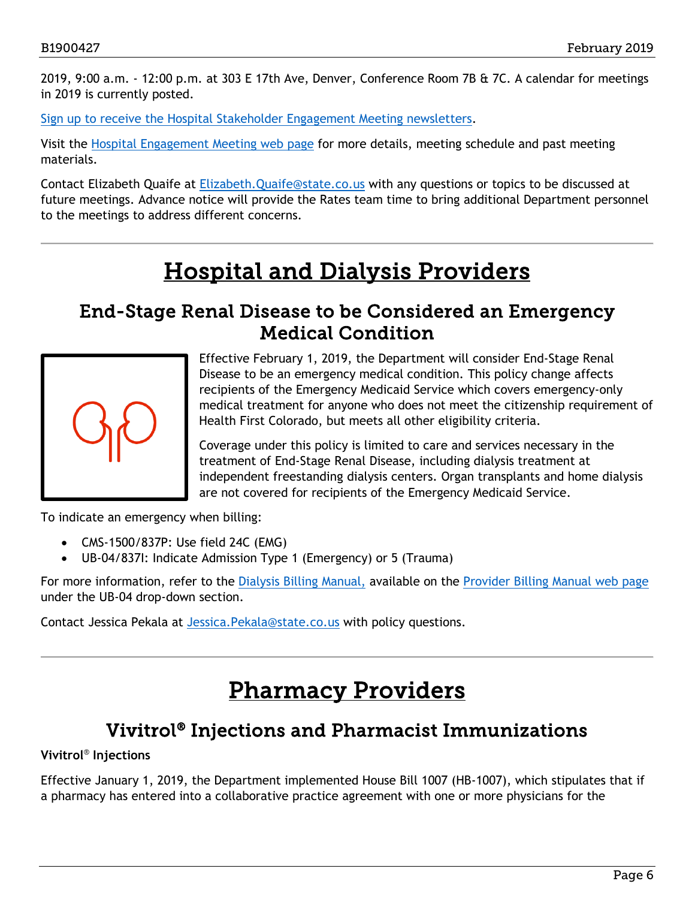2019, 9:00 a.m. - 12:00 p.m. at 303 E 17th Ave, Denver, Conference Room 7B & 7C. A calendar for meetings in 2019 is currently posted.

Sign up to receive the Hospital Stakeholder Engagement Meeting newsletters.

Visit the Hospital Engagement Meeting web page for more details, meeting schedule and past meeting materials.

Contact Elizabeth Quaife at Elizabeth.Quaife@state.co.us with any questions or topics to be discussed at future meetings. Advance notice will provide the Rates team time to bring additional Department personnel to the meetings to address different concerns.

# Hospital and Dialysis Providers

## End-Stage Renal Disease to be Considered an Emergency Medical Condition

Effective February 1, 2019, the Department will consider End-Stage Renal Disease to be an emergency medical condition. This policy change affects recipients of the Emergency Medicaid Service which covers emergency-only medical treatment for anyone who does not meet the citizenship requirement of Health First Colorado, but meets all other eligibility criteria.

Coverage under this policy is limited to care and services necessary in the treatment of End-Stage Renal Disease, including dialysis treatment at independent freestanding dialysis centers. Organ transplants and home dialysis are not covered for recipients of the Emergency Medicaid Service.

To indicate an emergency when billing:

- CMS-1500/837P: Use field 24C (EMG)
- UB-04/837I: Indicate Admission Type 1 (Emergency) or 5 (Trauma)

For more information, refer to the Dialysis Billing Manual, available on the Provider Billing Manual web page under the UB-04 drop-down section.

Contact Jessica Pekala at Jessica.Pekala@state.co.us with policy questions.

# Pharmacy Providers

## Vivitrol® Injections and Pharmacist Immunizations

**Vivitrol® Injections**

Effective January 1, 2019, the Department implemented House Bill 1007 (HB-1007), which stipulates that if a pharmacy has entered into a collaborative practice agreement with one or more physicians for the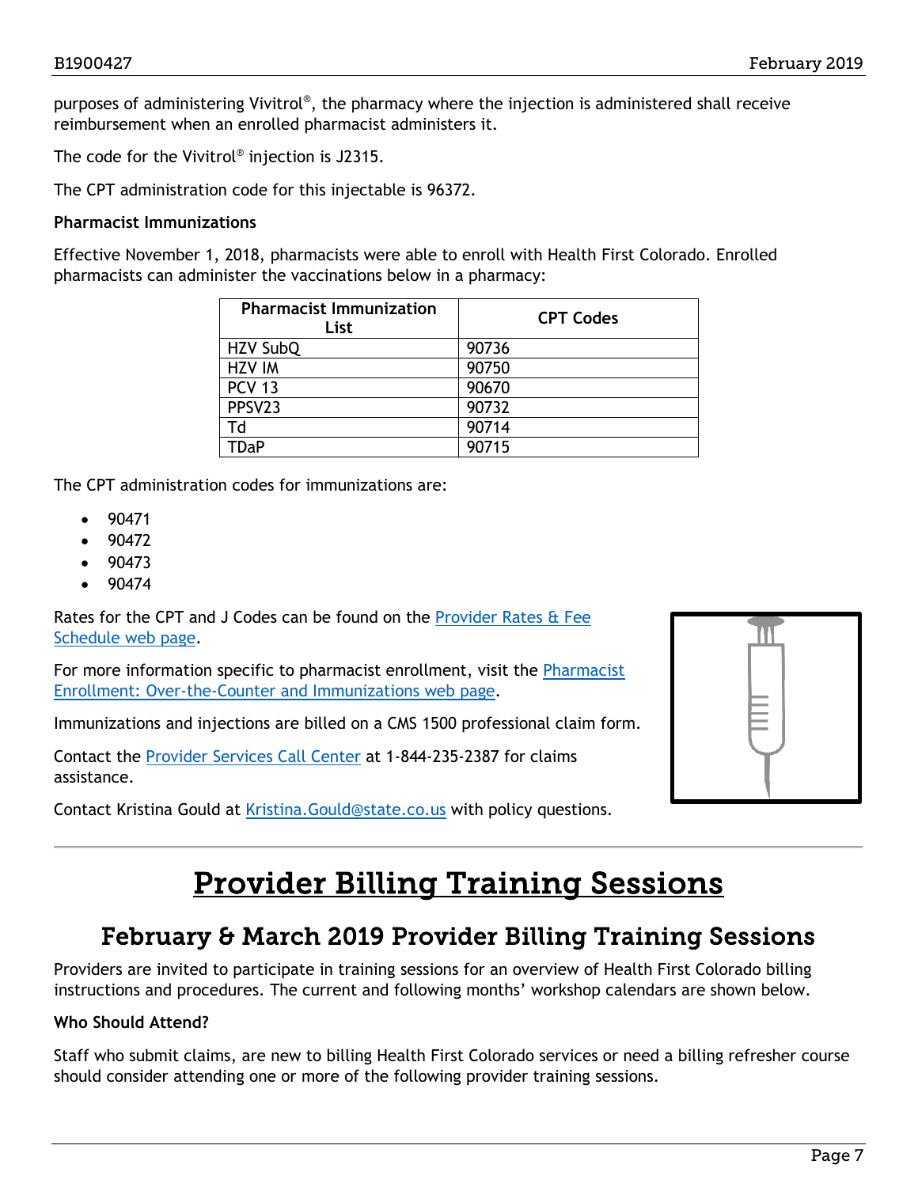purposes of administering Vivitrol®, the pharmacy where the injection is administered shall receive reimbursement when an enrolled pharmacist administers it.

The code for the Vivitrol® injection is J2315.

The CPT administration code for this injectable is 96372.

**Pharmacist Immunizations**

Effective November 1, 2018, pharmacists were able to enroll with Health First Colorado. Enrolled pharmacists can administer the vaccinations below in a pharmacy:

| Pharmacist Immunization List | CPT Codes |
|---|---|
| HZV SubQ | 90736 |
| HZV IM | 90750 |
| PCV 13 | 90670 |
| PPSV23 | 90732 |
| Td | 90714 |
| TDaP | 90715 |

The CPT administration codes for immunizations are:

- 90471
- 90472
- 90473
- 90474

Rates for the CPT and J Codes can be found on the Provider Rates & Fee Schedule web page.

For more information specific to pharmacist enrollment, visit the Pharmacist Enrollment: Over-the-Counter and Immunizations web page.

Immunizations and injections are billed on a CMS 1500 professional claim form.

Contact the Provider Services Call Center at 1-844-235-2387 for claims assistance.

Contact Kristina Gould at Kristina.Gould@state.co.us with policy questions.

# Provider Billing Training Sessions

## February & March 2019 Provider Billing Training Sessions

Providers are invited to participate in training sessions for an overview of Health First Colorado billing instructions and procedures. The current and following months' workshop calendars are shown below.

**Who Should Attend?**

Staff who submit claims, are new to billing Health First Colorado services or need a billing refresher course should consider attending one or more of the following provider training sessions.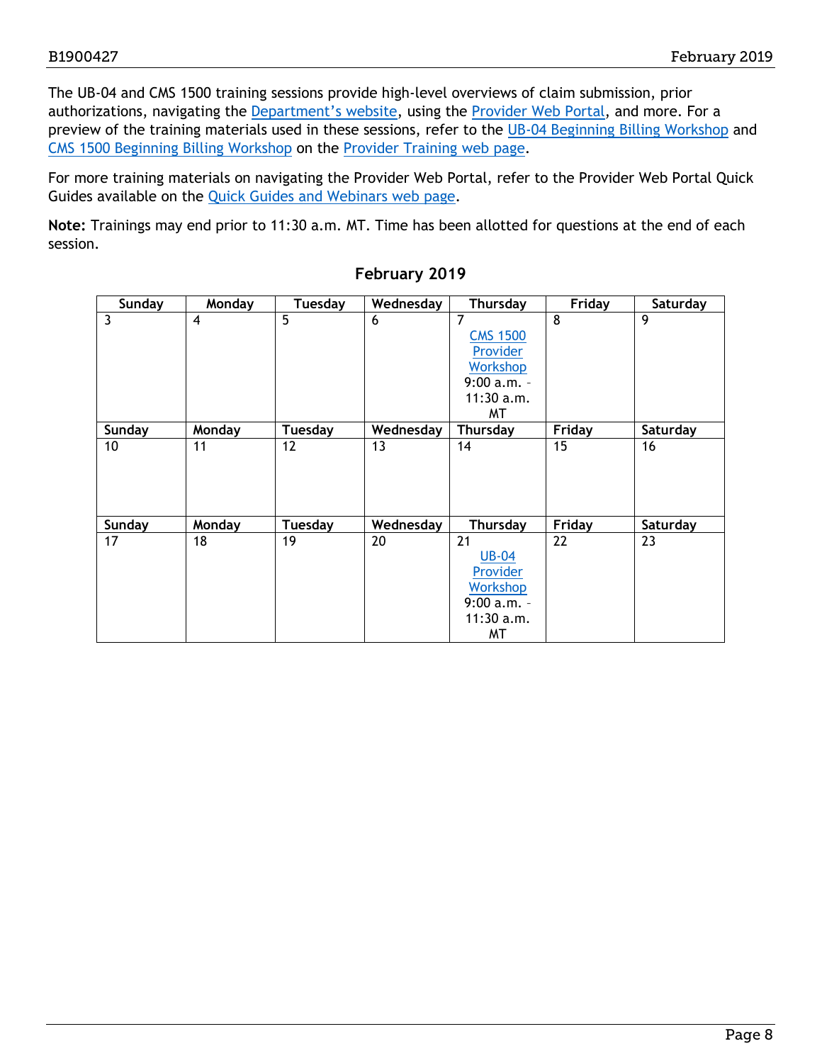The UB-04 and CMS 1500 training sessions provide high-level overviews of claim submission, prior authorizations, navigating the Department's website, using the Provider Web Portal, and more. For a preview of the training materials used in these sessions, refer to the UB-04 Beginning Billing Workshop and CMS 1500 Beginning Billing Workshop on the Provider Training web page.

For more training materials on navigating the Provider Web Portal, refer to the Provider Web Portal Quick Guides available on the Quick Guides and Webinars web page.

**Note:** Trainings may end prior to 11:30 a.m. MT. Time has been allotted for questions at the end of each session.

## February 2019

| Sunday | Monday | Tuesday | Wednesday | Thursday | Friday | Saturday |
|---|---|---|---|---|---|---|
| 3 | 4 | 5 | 6 | 7 CMS 1500 Provider Workshop 9:00 a.m. - 11:30 a.m. MT | 8 | 9 |
| 10 | 11 | 12 | 13 | 14 | 15 | 16 |
| 17 | 18 | 19 | 20 | 21 UB-04 Provider Workshop 9:00 a.m. - 11:30 a.m. MT | 22 | 23 |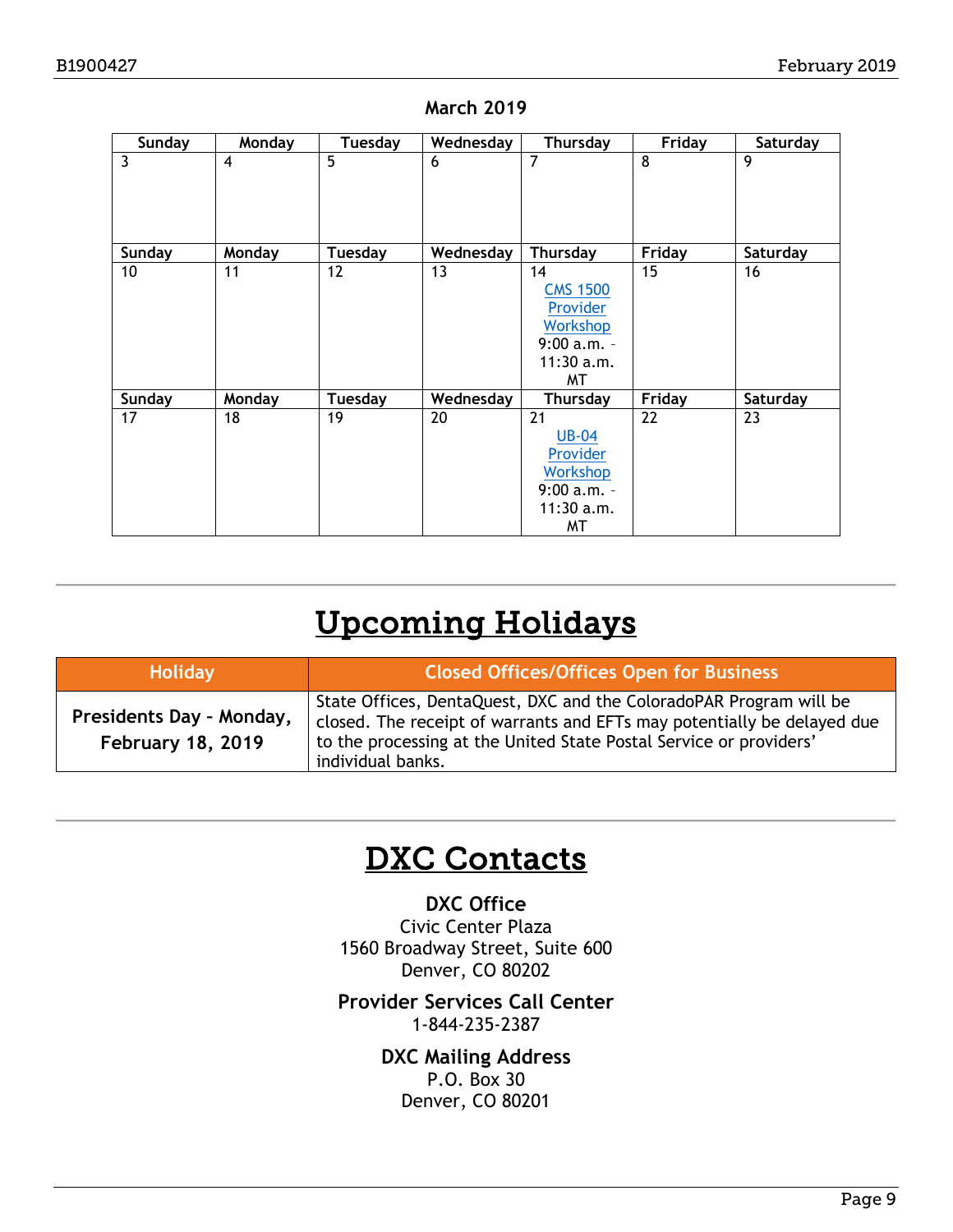## March 2019

| Sunday | Monday | Tuesday | Wednesday | Thursday | Friday | Saturday |
|---|---|---|---|---|---|---|
| 3 | 4 | 5 | 6 | 7 | 8 | 9 |
| **Sunday** | **Monday** | **Tuesday** | **Wednesday** | **Thursday** | **Friday** | **Saturday** |
| 10 | 11 | 12 | 13 | 14 CMS 1500 Provider Workshop 9:00 a.m. - 11:30 a.m. MT | 15 | 16 |
| **Sunday** | **Monday** | **Tuesday** | **Wednesday** | **Thursday** | **Friday** | **Saturday** |
| 17 | 18 | 19 | 20 | 21 UB-04 Provider Workshop 9:00 a.m. - 11:30 a.m. MT | 22 | 23 |

# Upcoming Holidays

| Holiday | Closed Offices/Offices Open for Business |
|---|---|
| **Presidents Day - Monday, February 18, 2019** | State Offices, DentaQuest, DXC and the ColoradoPAR Program will be closed. The receipt of warrants and EFTs may potentially be delayed due to the processing at the United State Postal Service or providers' individual banks. |

# DXC Contacts

**DXC Office**
Civic Center Plaza
1560 Broadway Street, Suite 600
Denver, CO 80202

**Provider Services Call Center**
1-844-235-2387

**DXC Mailing Address**
P.O. Box 30
Denver, CO 80201